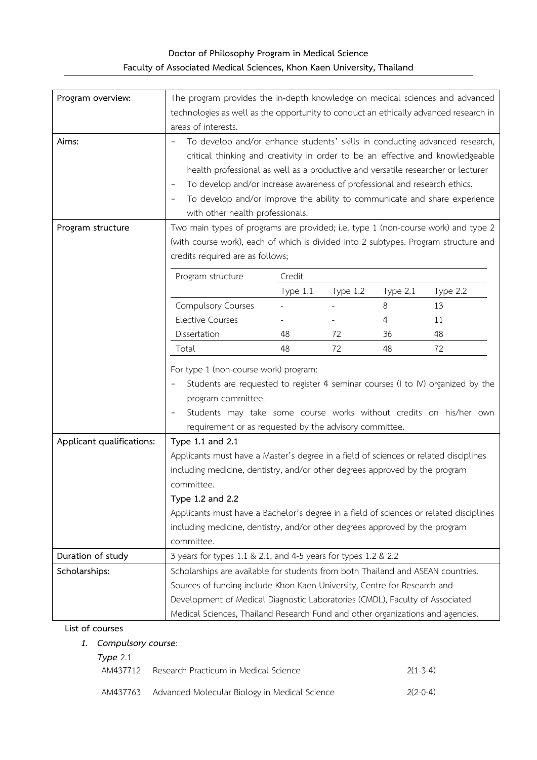**Doctor of Philosophy Program in Medical Science**
**Faculty of Associated Medical Sciences, Khon Kaen University, Thailand**

| | |
|---|---|
| **Program overview:** | The program provides the in-depth knowledge on medical sciences and advanced technologies as well as the opportunity to conduct an ethically advanced research in areas of interests. |
| **Aims:** | - To develop and/or enhance students' skills in conducting advanced research, critical thinking and creativity in order to be an effective and knowledgeable health professional as well as a productive and versatile researcher or lecturer<br>- To develop and/or increase awareness of professional and research ethics.<br>- To develop and/or improve the ability to communicate and share experience with other health professionals. |
| **Program structure** | Two main types of programs are provided; i.e. type 1 (non-course work) and type 2 (with course work), each of which is divided into 2 subtypes. Program structure and credits required are as follows; |

| Program structure | Credit | | | |
|---|---|---|---|---|
| | Type 1.1 | Type 1.2 | Type 2.1 | Type 2.2 |
| Compulsory Courses | - | - | 8 | 13 |
| Elective Courses | - | - | 4 | 11 |
| Dissertation | 48 | 72 | 36 | 48 |
| Total | 48 | 72 | 48 | 72 |

For type 1 (non-course work) program:

- Students are requested to register 4 seminar courses (I to IV) organized by the program committee.
- Students may take some course works without credits on his/her own requirement or as requested by the advisory committee.

| | |
|---|---|
| **Applicant qualifications:** | **Type 1.1 and 2.1**<br>Applicants must have a Master's degree in a field of sciences or related disciplines including medicine, dentistry, and/or other degrees approved by the program committee.<br>**Type 1.2 and 2.2**<br>Applicants must have a Bachelor's degree in a field of sciences or related disciplines including medicine, dentistry, and/or other degrees approved by the program committee. |
| **Duration of study** | 3 years for types 1.1 & 2.1, and 4-5 years for types 1.2 & 2.2 |
| **Scholarships:** | Scholarships are available for students from both Thailand and ASEAN countries. Sources of funding include Khon Kaen University, Centre for Research and Development of Medical Diagnostic Laboratories (CMDL), Faculty of Associated Medical Sciences, Thailand Research Fund and other organizations and agencies. |

**List of courses**

1. ***Compulsory course***:

***Type*** 2.1

| | | |
|---|---|---|
| AM437712 | Research Practicum in Medical Science | 2(1-3-4) |
| AM437763 | Advanced Molecular Biology in Medical Science | 2(2-0-4) |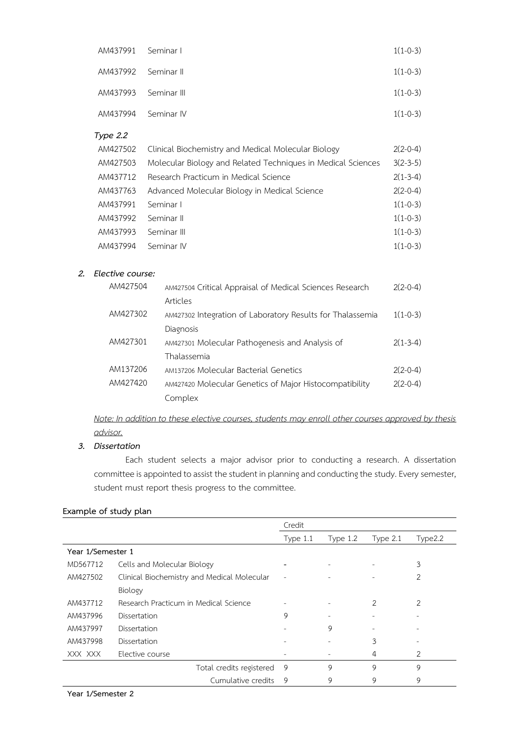| | | |
|---|---|---|
| AM437991 | Seminar I | 1(1-0-3) |
| AM437992 | Seminar II | 1(1-0-3) |
| AM437993 | Seminar III | 1(1-0-3) |
| AM437994 | Seminar IV | 1(1-0-3) |

*Type 2.2*

| | | |
|---|---|---|
| AM427502 | Clinical Biochemistry and Medical Molecular Biology | 2(2-0-4) |
| AM427503 | Molecular Biology and Related Techniques in Medical Sciences | 3(2-3-5) |
| AM437712 | Research Practicum in Medical Science | 2(1-3-4) |
| AM437763 | Advanced Molecular Biology in Medical Science | 2(2-0-4) |
| AM437991 | Seminar I | 1(1-0-3) |
| AM437992 | Seminar II | 1(1-0-3) |
| AM437993 | Seminar III | 1(1-0-3) |
| AM437994 | Seminar IV | 1(1-0-3) |

2. ***Elective course:***

| | | |
|---|---|---|
| AM427504 | AM427504 Critical Appraisal of Medical Sciences Research Articles | 2(2-0-4) |
| AM427302 | AM427302 Integration of Laboratory Results for Thalassemia Diagnosis | 1(1-0-3) |
| AM427301 | AM427301 Molecular Pathogenesis and Analysis of Thalassemia | 2(1-3-4) |
| AM137206 | AM137206 Molecular Bacterial Genetics | 2(2-0-4) |
| AM427420 | AM427420 Molecular Genetics of Major Histocompatibility Complex | 2(2-0-4) |

*Note: In addition to these elective courses, students may enroll other courses approved by thesis advisor.*

3. ***Dissertation***

Each student selects a major advisor prior to conducting a research. A dissertation committee is appointed to assist the student in planning and conducting the study. Every semester, student must report thesis progress to the committee.

**Example of study plan**

| | | Credit | | | |
|---|---|---|---|---|---|
| | | Type 1.1 | Type 1.2 | Type 2.1 | Type2.2 |
| Year 1/Semester 1 | | | | | |
| MD567712 | Cells and Molecular Biology | - | - | - | 3 |
| AM427502 | Clinical Biochemistry and Medical Molecular Biology | - | - | - | 2 |
| AM437712 | Research Practicum in Medical Science | - | - | 2 | 2 |
| AM437996 | Dissertation | 9 | - | - | - |
| AM437997 | Dissertation | - | 9 | - | - |
| AM437998 | Dissertation | - | - | 3 | - |
| XXX XXX | Elective course | - | - | 4 | 2 |
| | Total credits registered | 9 | 9 | 9 | 9 |
| | Cumulative credits | 9 | 9 | 9 | 9 |

**Year 1/Semester 2**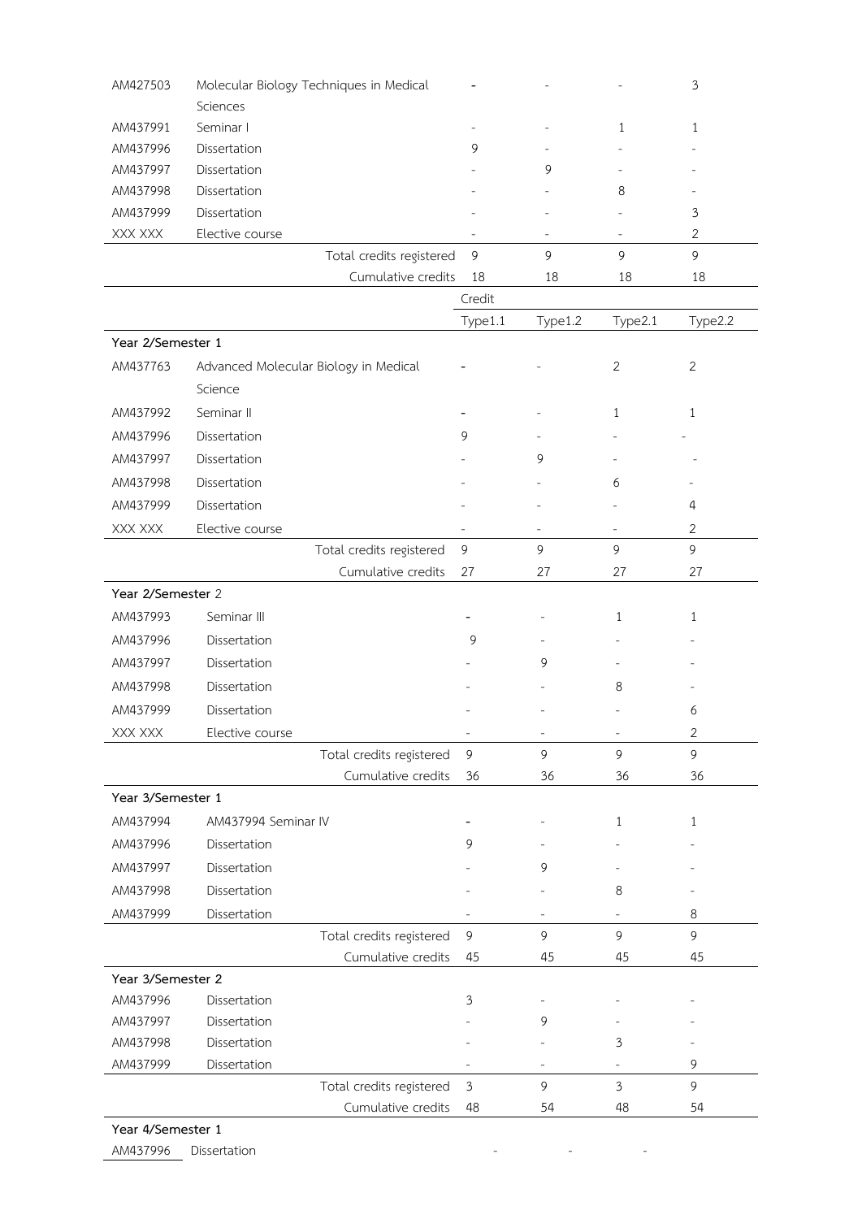| | | | | | |
|---|---|---|---|---|---|
| AM427503 | Molecular Biology Techniques in Medical Sciences | - | - | - | 3 |
| AM437991 | Seminar I | - | - | 1 | 1 |
| AM437996 | Dissertation | 9 | - | - | - |
| AM437997 | Dissertation | - | 9 | - | - |
| AM437998 | Dissertation | - | - | 8 | - |
| AM437999 | Dissertation | - | - | - | 3 |
| XXX XXX | Elective course | - | - | - | 2 |
| | Total credits registered | 9 | 9 | 9 | 9 |
| | Cumulative credits | 18 | 18 | 18 | 18 |

| | | Credit | | | |
|---|---|---|---|---|---|
| | | Type1.1 | Type1.2 | Type2.1 | Type2.2 |
| **Year 2/Semester 1** | | | | | |
| AM437763 | Advanced Molecular Biology in Medical Science | - | - | 2 | 2 |
| AM437992 | Seminar II | - | - | 1 | 1 |
| AM437996 | Dissertation | 9 | - | - | - |
| AM437997 | Dissertation | - | 9 | - | - |
| AM437998 | Dissertation | - | - | 6 | - |
| AM437999 | Dissertation | - | - | - | 4 |
| XXX XXX | Elective course | - | - | - | 2 |
| | Total credits registered | 9 | 9 | 9 | 9 |
| | Cumulative credits | 27 | 27 | 27 | 27 |
| **Year 2/Semester 2** | | | | | |
| AM437993 | Seminar III | - | - | 1 | 1 |
| AM437996 | Dissertation | 9 | - | - | - |
| AM437997 | Dissertation | - | 9 | - | - |
| AM437998 | Dissertation | - | - | 8 | - |
| AM437999 | Dissertation | - | - | - | 6 |
| XXX XXX | Elective course | - | - | - | 2 |
| | Total credits registered | 9 | 9 | 9 | 9 |
| | Cumulative credits | 36 | 36 | 36 | 36 |
| **Year 3/Semester 1** | | | | | |
| AM437994 | AM437994 Seminar IV | - | - | 1 | 1 |
| AM437996 | Dissertation | 9 | - | - | - |
| AM437997 | Dissertation | - | 9 | - | - |
| AM437998 | Dissertation | - | - | 8 | - |
| AM437999 | Dissertation | - | - | - | 8 |
| | Total credits registered | 9 | 9 | 9 | 9 |
| | Cumulative credits | 45 | 45 | 45 | 45 |
| **Year 3/Semester 2** | | | | | |
| AM437996 | Dissertation | 3 | - | - | - |
| AM437997 | Dissertation | - | 9 | - | - |
| AM437998 | Dissertation | - | - | 3 | - |
| AM437999 | Dissertation | - | - | - | 9 |
| | Total credits registered | 3 | 9 | 3 | 9 |
| | Cumulative credits | 48 | 54 | 48 | 54 |
| **Year 4/Semester 1** | | | | | |
| AM437996 | Dissertation | - | - | - | |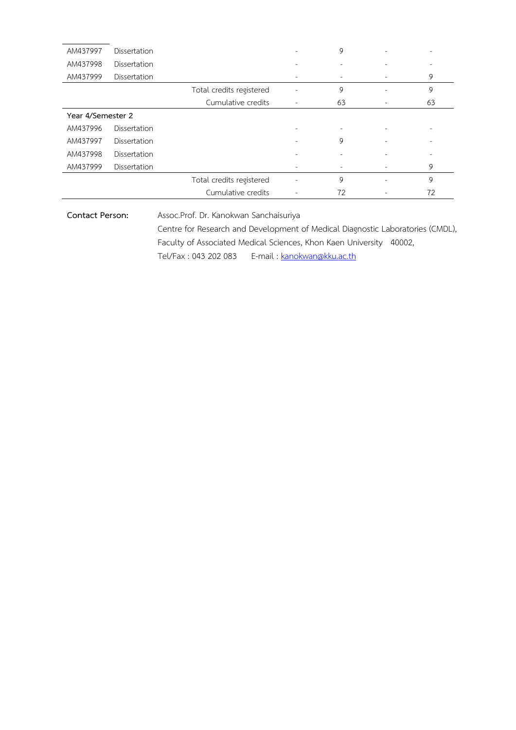| | | | | | | |
|---|---|---|---|---|---|---|
| AM437997 | Dissertation | | - | 9 | - | - |
| AM437998 | Dissertation | | - | - | - | - |
| AM437999 | Dissertation | | - | - | - | 9 |
| | | Total credits registered | - | 9 | - | 9 |
| | | Cumulative credits | - | 63 | - | 63 |
| **Year 4/Semester 2** | | | | | | |
| AM437996 | Dissertation | | - | - | - | - |
| AM437997 | Dissertation | | - | 9 | - | - |
| AM437998 | Dissertation | | - | - | - | - |
| AM437999 | Dissertation | | - | - | - | 9 |
| | | Total credits registered | - | 9 | - | 9 |
| | | Cumulative credits | - | 72 | - | 72 |

**Contact Person:** Assoc.Prof. Dr. Kanokwan Sanchaisuriya
Centre for Research and Development of Medical Diagnostic Laboratories (CMDL),
Faculty of Associated Medical Sciences, Khon Kaen University 40002,
Tel/Fax : 043 202 083 E-mail : kanokwan@kku.ac.th